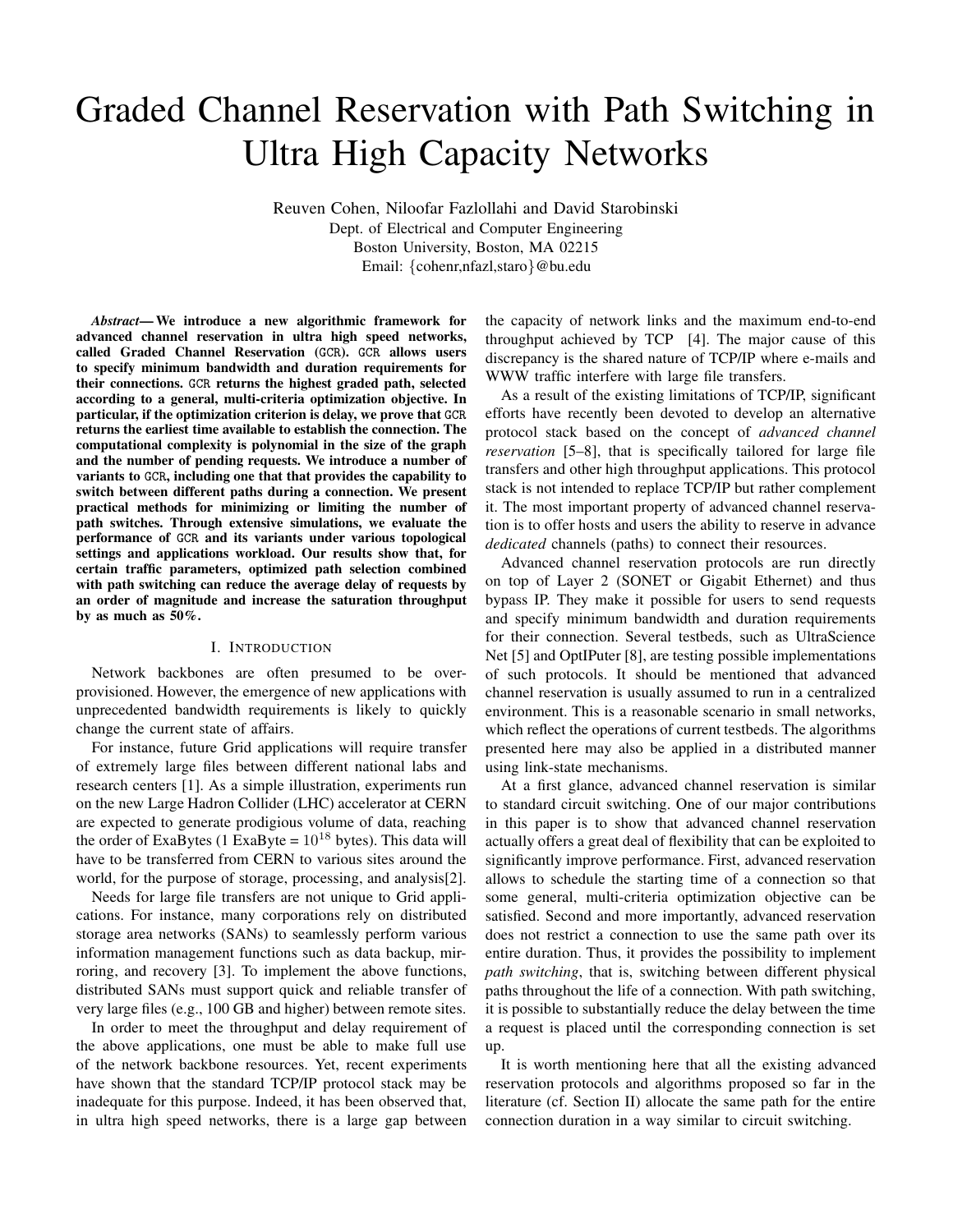# Graded Channel Reservation with Path Switching in Ultra High Capacity Networks

Reuven Cohen, Niloofar Fazlollahi and David Starobinski
Dept. of Electrical and Computer Engineering
Boston University, Boston, MA 02215
Email: {cohenr,nfazl,staro}@bu.edu

***Abstract*— We introduce a new algorithmic framework for advanced channel reservation in ultra high speed networks, called Graded Channel Reservation (GCR). GCR allows users to specify minimum bandwidth and duration requirements for their connections. GCR returns the highest graded path, selected according to a general, multi-criteria optimization objective. In particular, if the optimization criterion is delay, we prove that GCR returns the earliest time available to establish the connection. The computational complexity is polynomial in the size of the graph and the number of pending requests. We introduce a number of variants to GCR, including one that that provides the capability to switch between different paths during a connection. We present practical methods for minimizing or limiting the number of path switches. Through extensive simulations, we evaluate the performance of GCR and its variants under various topological settings and applications workload. Our results show that, for certain traffic parameters, optimized path selection combined with path switching can reduce the average delay of requests by an order of magnitude and increase the saturation throughput by as much as 50%.**

## I. Introduction

Network backbones are often presumed to be over-provisioned. However, the emergence of new applications with unprecedented bandwidth requirements is likely to quickly change the current state of affairs.

For instance, future Grid applications will require transfer of extremely large files between different national labs and research centers [1]. As a simple illustration, experiments run on the new Large Hadron Collider (LHC) accelerator at CERN are expected to generate prodigious volume of data, reaching the order of ExaBytes (1 ExaByte = $10^{18}$ bytes). This data will have to be transferred from CERN to various sites around the world, for the purpose of storage, processing, and analysis[2].

Needs for large file transfers are not unique to Grid applications. For instance, many corporations rely on distributed storage area networks (SANs) to seamlessly perform various information management functions such as data backup, mirroring, and recovery [3]. To implement the above functions, distributed SANs must support quick and reliable transfer of very large files (e.g., 100 GB and higher) between remote sites.

In order to meet the throughput and delay requirement of the above applications, one must be able to make full use of the network backbone resources. Yet, recent experiments have shown that the standard TCP/IP protocol stack may be inadequate for this purpose. Indeed, it has been observed that, in ultra high speed networks, there is a large gap between the capacity of network links and the maximum end-to-end throughput achieved by TCP [4]. The major cause of this discrepancy is the shared nature of TCP/IP where e-mails and WWW traffic interfere with large file transfers.

As a result of the existing limitations of TCP/IP, significant efforts have recently been devoted to develop an alternative protocol stack based on the concept of *advanced channel reservation* [5–8], that is specifically tailored for large file transfers and other high throughput applications. This protocol stack is not intended to replace TCP/IP but rather complement it. The most important property of advanced channel reservation is to offer hosts and users the ability to reserve in advance *dedicated* channels (paths) to connect their resources.

Advanced channel reservation protocols are run directly on top of Layer 2 (SONET or Gigabit Ethernet) and thus bypass IP. They make it possible for users to send requests and specify minimum bandwidth and duration requirements for their connection. Several testbeds, such as UltraScience Net [5] and OptIPuter [8], are testing possible implementations of such protocols. It should be mentioned that advanced channel reservation is usually assumed to run in a centralized environment. This is a reasonable scenario in small networks, which reflect the operations of current testbeds. The algorithms presented here may also be applied in a distributed manner using link-state mechanisms.

At a first glance, advanced channel reservation is similar to standard circuit switching. One of our major contributions in this paper is to show that advanced channel reservation actually offers a great deal of flexibility that can be exploited to significantly improve performance. First, advanced reservation allows to schedule the starting time of a connection so that some general, multi-criteria optimization objective can be satisfied. Second and more importantly, advanced reservation does not restrict a connection to use the same path over its entire duration. Thus, it provides the possibility to implement *path switching*, that is, switching between different physical paths throughout the life of a connection. With path switching, it is possible to substantially reduce the delay between the time a request is placed until the corresponding connection is set up.

It is worth mentioning here that all the existing advanced reservation protocols and algorithms proposed so far in the literature (cf. Section II) allocate the same path for the entire connection duration in a way similar to circuit switching.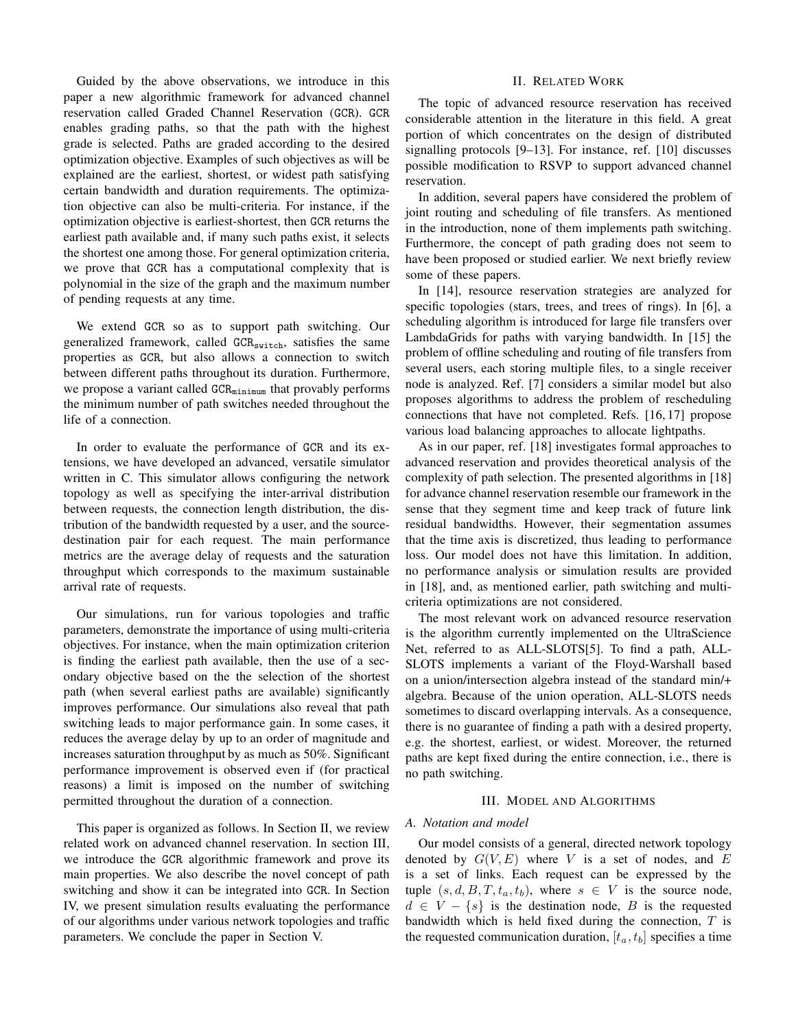Guided by the above observations, we introduce in this paper a new algorithmic framework for advanced channel reservation called Graded Channel Reservation (GCR). GCR enables grading paths, so that the path with the highest grade is selected. Paths are graded according to the desired optimization objective. Examples of such objectives as will be explained are the earliest, shortest, or widest path satisfying certain bandwidth and duration requirements. The optimization objective can also be multi-criteria. For instance, if the optimization objective is earliest-shortest, then GCR returns the earliest path available and, if many such paths exist, it selects the shortest one among those. For general optimization criteria, we prove that GCR has a computational complexity that is polynomial in the size of the graph and the maximum number of pending requests at any time.

We extend GCR so as to support path switching. Our generalized framework, called $\texttt{GCR}_{\texttt{switch}}$, satisfies the same properties as GCR, but also allows a connection to switch between different paths throughout its duration. Furthermore, we propose a variant called $\texttt{GCR}_{\texttt{minimum}}$ that provably performs the minimum number of path switches needed throughout the life of a connection.

In order to evaluate the performance of GCR and its extensions, we have developed an advanced, versatile simulator written in C. This simulator allows configuring the network topology as well as specifying the inter-arrival distribution between requests, the connection length distribution, the distribution of the bandwidth requested by a user, and the source-destination pair for each request. The main performance metrics are the average delay of requests and the saturation throughput which corresponds to the maximum sustainable arrival rate of requests.

Our simulations, run for various topologies and traffic parameters, demonstrate the importance of using multi-criteria objectives. For instance, when the main optimization criterion is finding the earliest path available, then the use of a secondary objective based on the the selection of the shortest path (when several earliest paths are available) significantly improves performance. Our simulations also reveal that path switching leads to major performance gain. In some cases, it reduces the average delay by up to an order of magnitude and increases saturation throughput by as much as 50%. Significant performance improvement is observed even if (for practical reasons) a limit is imposed on the number of switching permitted throughout the duration of a connection.

This paper is organized as follows. In Section II, we review related work on advanced channel reservation. In section III, we introduce the GCR algorithmic framework and prove its main properties. We also describe the novel concept of path switching and show it can be integrated into GCR. In Section IV, we present simulation results evaluating the performance of our algorithms under various network topologies and traffic parameters. We conclude the paper in Section V.

## II. Related Work

The topic of advanced resource reservation has received considerable attention in the literature in this field. A great portion of which concentrates on the design of distributed signalling protocols [9–13]. For instance, ref. [10] discusses possible modification to RSVP to support advanced channel reservation.

In addition, several papers have considered the problem of joint routing and scheduling of file transfers. As mentioned in the introduction, none of them implements path switching. Furthermore, the concept of path grading does not seem to have been proposed or studied earlier. We next briefly review some of these papers.

In [14], resource reservation strategies are analyzed for specific topologies (stars, trees, and trees of rings). In [6], a scheduling algorithm is introduced for large file transfers over LambdaGrids for paths with varying bandwidth. In [15] the problem of offline scheduling and routing of file transfers from several users, each storing multiple files, to a single receiver node is analyzed. Ref. [7] considers a similar model but also proposes algorithms to address the problem of rescheduling connections that have not completed. Refs. [16, 17] propose various load balancing approaches to allocate lightpaths.

As in our paper, ref. [18] investigates formal approaches to advanced reservation and provides theoretical analysis of the complexity of path selection. The presented algorithms in [18] for advance channel reservation resemble our framework in the sense that they segment time and keep track of future link residual bandwidths. However, their segmentation assumes that the time axis is discretized, thus leading to performance loss. Our model does not have this limitation. In addition, no performance analysis or simulation results are provided in [18], and, as mentioned earlier, path switching and multi-criteria optimizations are not considered.

The most relevant work on advanced resource reservation is the algorithm currently implemented on the UltraScience Net, referred to as ALL-SLOTS[5]. To find a path, ALL-SLOTS implements a variant of the Floyd-Warshall based on a union/intersection algebra instead of the standard min/+ algebra. Because of the union operation, ALL-SLOTS needs sometimes to discard overlapping intervals. As a consequence, there is no guarantee of finding a path with a desired property, e.g. the shortest, earliest, or widest. Moreover, the returned paths are kept fixed during the entire connection, i.e., there is no path switching.

## III. Model and Algorithms

### A. Notation and model

Our model consists of a general, directed network topology denoted by $G(V, E)$ where $V$ is a set of nodes, and $E$ is a set of links. Each request can be expressed by the tuple $(s, d, B, T, t_a, t_b)$, where $s \in V$ is the source node, $d \in V - \{s\}$ is the destination node, $B$ is the requested bandwidth which is held fixed during the connection, $T$ is the requested communication duration, $[t_a, t_b]$ specifies a time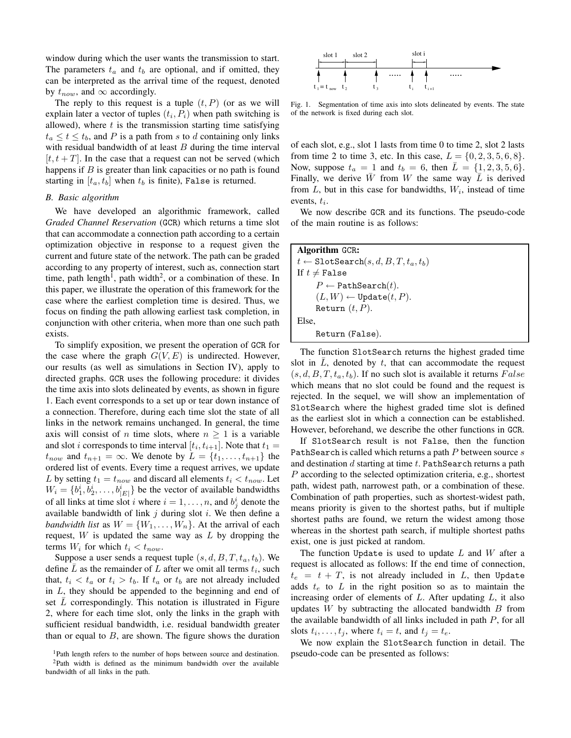window during which the user wants the transmission to start. The parameters $t_a$ and $t_b$ are optional, and if omitted, they can be interpreted as the arrival time of the request, denoted by $t_{now}$, and $\infty$ accordingly.

The reply to this request is a tuple $(t, P)$ (or as we will explain later a vector of tuples $(t_i, P_i)$ when path switching is allowed), where $t$ is the transmission starting time satisfying $t_a \leq t \leq t_b$, and $P$ is a path from $s$ to $d$ containing only links with residual bandwidth of at least $B$ during the time interval $[t, t+T]$. In the case that a request can not be served (which happens if $B$ is greater than link capacities or no path is found starting in $[t_a, t_b]$ when $t_b$ is finite), `False` is returned.

### B. Basic algorithm

We have developed an algorithmic framework, called *Graded Channel Reservation* (GCR) which returns a time slot that can accommodate a connection path according to a certain optimization objective in response to a request given the current and future state of the network. The path can be graded according to any property of interest, such as, connection start time, path length[1], path width[2], or a combination of these. In this paper, we illustrate the operation of this framework for the case where the earliest completion time is desired. Thus, we focus on finding the path allowing earliest task completion, in conjunction with other criteria, when more than one such path exists.

To simplify exposition, we present the operation of GCR for the case where the graph $G(V, E)$ is undirected. However, our results (as well as simulations in Section IV), apply to directed graphs. GCR uses the following procedure: it divides the time axis into slots delineated by events, as shown in figure 1. Each event corresponds to a set up or tear down instance of a connection. Therefore, during each time slot the state of all links in the network remains unchanged. In general, the time axis will consist of $n$ time slots, where $n \geq 1$ is a variable and slot $i$ corresponds to time interval $[t_i, t_{i+1}]$. Note that $t_1 = t_{now}$ and $t_{n+1} = \infty$. We denote by $L = \{t_1, \ldots, t_{n+1}\}$ the ordered list of events. Every time a request arrives, we update $L$ by setting $t_1 = t_{now}$ and discard all elements $t_i < t_{now}$. Let $W_i = \{b^i_1, b^i_2, \ldots, b^i_{|E|}\}$ be the vector of available bandwidths of all links at time slot $i$ where $i = 1, \ldots, n$, and $b^i_j$ denote the available bandwidth of link $j$ during slot $i$. We then define a *bandwidth list* as $W = \{W_1, \ldots, W_n\}$. At the arrival of each request, $W$ is updated the same way as $L$ by dropping the terms $W_i$ for which $t_i < t_{now}$.

Suppose a user sends a request tuple $(s, d, B, T, t_a, t_b)$. We define $\bar{L}$ as the remainder of $L$ after we omit all terms $t_i$, such that, $t_i < t_a$ or $t_i > t_b$. If $t_a$ or $t_b$ are not already included in $L$, they should be appended to the beginning and end of set $\bar{L}$ correspondingly. This notation is illustrated in Figure 2, where for each time slot, only the links in the graph with sufficient residual bandwidth, i.e. residual bandwidth greater than or equal to $B$, are shown. The figure shows the duration

[1]Path length refers to the number of hops between source and destination.

[2]Path width is defined as the minimum bandwidth over the available bandwidth of all links in the path.

Fig. 1. Segmentation of time axis into slots delineated by events. The state of the network is fixed during each slot.

of each slot, e.g., slot 1 lasts from time 0 to time 2, slot 2 lasts from time 2 to time 3, etc. In this case, $L = \{0, 2, 3, 5, 6, 8\}$. Now, suppose $t_a = 1$ and $t_b = 6$, then $\bar{L} = \{1, 2, 3, 5, 6\}$. Finally, we derive $\bar{W}$ from $W$ the same way $\bar{L}$ is derived from $L$, but in this case for bandwidths, $W_i$, instead of time events, $t_i$.

We now describe GCR and its functions. The pseudo-code of the main routine is as follows:

```
Algorithm GCR:
t ← SlotSearch(s, d, B, T, t_a, t_b)
If t ≠ False
     P ← PathSearch(t).
     (L, W) ← Update(t, P).
     Return (t, P).
Else,
     Return (False).
```

The function `SlotSearch` returns the highest graded time slot in $\bar{L}$, denoted by $t$, that can accommodate the request $(s, d, B, T, t_a, t_b)$. If no such slot is available it returns $False$ which means that no slot could be found and the request is rejected. In the sequel, we will show an implementation of `SlotSearch` where the highest graded time slot is defined as the earliest slot in which a connection can be established. However, beforehand, we describe the other functions in GCR.

If `SlotSearch` result is not `False`, then the function `PathSearch` is called which returns a path $P$ between source $s$ and destination $d$ starting at time $t$. `PathSearch` returns a path $P$ according to the selected optimization criteria, e.g., shortest path, widest path, narrowest path, or a combination of these. Combination of path properties, such as shortest-widest path, means priority is given to the shortest paths, but if multiple shortest paths are found, we return the widest among those whereas in the shortest path search, if multiple shortest paths exist, one is just picked at random.

The function `Update` is used to update $L$ and $W$ after a request is allocated as follows: If the end time of connection, $t_e = t + T$, is not already included in $L$, then `Update` adds $t_e$ to $L$ in the right position so as to maintain the increasing order of elements of $L$. After updating $L$, it also updates $W$ by subtracting the allocated bandwidth $B$ from the available bandwidth of all links included in path $P$, for all slots $t_i, \ldots, t_j$, where $t_i = t$, and $t_j = t_e$.

We now explain the `SlotSearch` function in detail. The pseudo-code can be presented as follows: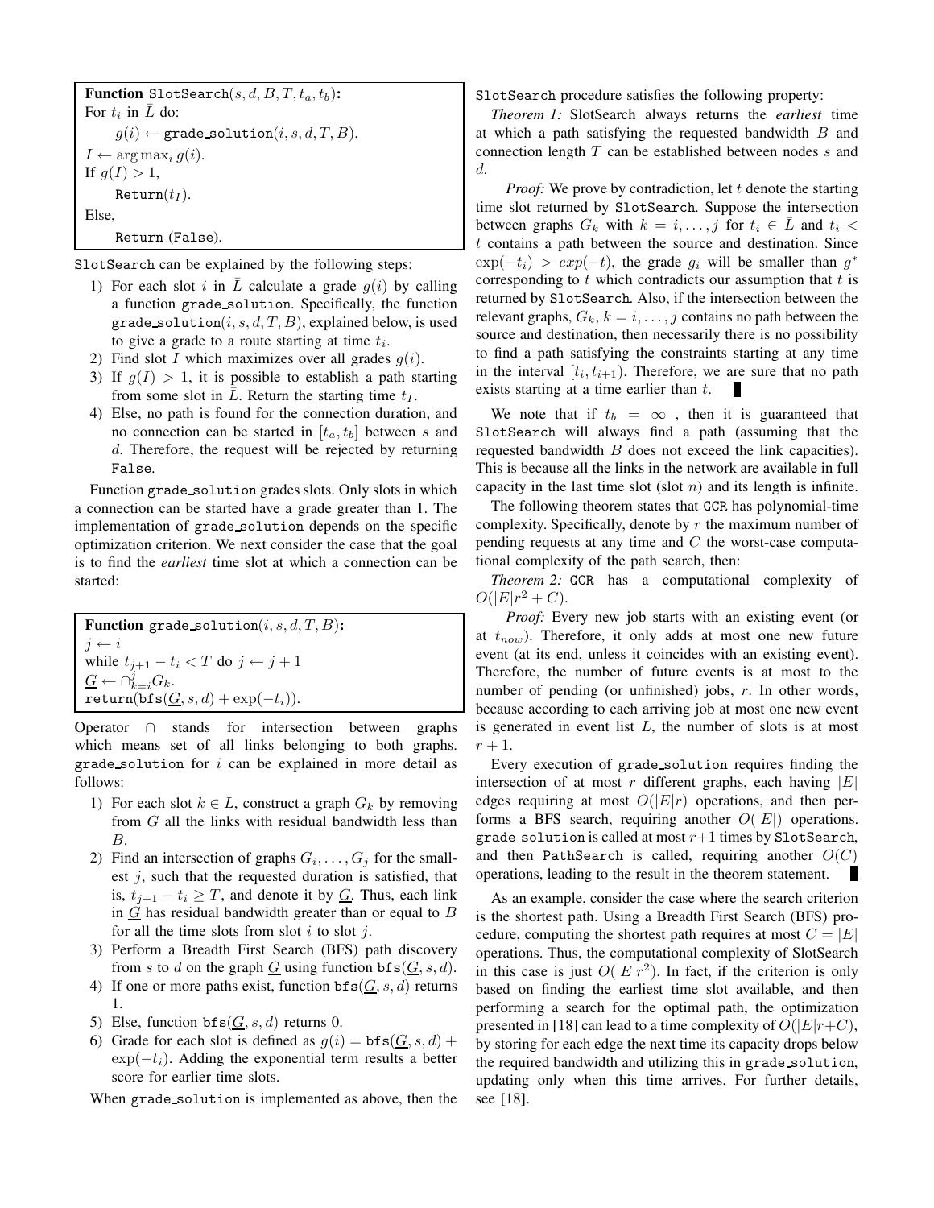```
Function SlotSearch(s, d, B, T, t_a, t_b):
For t_i in L̄ do:
    g(i) ← grade_solution(i, s, d, T, B).
I ← arg max_i g(i).
If g(I) > 1,
    Return(t_I).
Else,
    Return (False).
```

SlotSearch can be explained by the following steps:

1) For each slot $i$ in $\bar{L}$ calculate a grade $g(i)$ by calling a function grade_solution. Specifically, the function grade_solution$(i, s, d, T, B)$, explained below, is used to give a grade to a route starting at time $t_i$.
2) Find slot $I$ which maximizes over all grades $g(i)$.
3) If $g(I) > 1$, it is possible to establish a path starting from some slot in $\bar{L}$. Return the starting time $t_I$.
4) Else, no path is found for the connection duration, and no connection can be started in $[t_a, t_b]$ between $s$ and $d$. Therefore, the request will be rejected by returning False.

Function grade_solution grades slots. Only slots in which a connection can be started have a grade greater than 1. The implementation of grade_solution depends on the specific optimization criterion. We next consider the case that the goal is to find the *earliest* time slot at which a connection can be started:

```
Function grade_solution(i, s, d, T, B):
j ← i
while t_{j+1} − t_i < T do j ← j + 1
G ← ∩_{k=i}^{j} G_k.
return(bfs(G, s, d) + exp(−t_i)).
```

Operator $\cap$ stands for intersection between graphs which means set of all links belonging to both graphs. grade_solution for $i$ can be explained in more detail as follows:

1) For each slot $k \in L$, construct a graph $G_k$ by removing from $G$ all the links with residual bandwidth less than $B$.
2) Find an intersection of graphs $G_i, \ldots, G_j$ for the smallest $j$, such that the requested duration is satisfied, that is, $t_{j+1} - t_i \geq T$, and denote it by $\underline{G}$. Thus, each link in $\underline{G}$ has residual bandwidth greater than or equal to $B$ for all the time slots from slot $i$ to slot $j$.
3) Perform a Breadth First Search (BFS) path discovery from $s$ to $d$ on the graph $\underline{G}$ using function bfs$(\underline{G}, s, d)$.
4) If one or more paths exist, function bfs$(\underline{G}, s, d)$ returns 1.
5) Else, function bfs$(\underline{G}, s, d)$ returns 0.
6) Grade for each slot is defined as $g(i) = \text{bfs}(\underline{G}, s, d) + \exp(-t_i)$. Adding the exponential term results a better score for earlier time slots.

When grade_solution is implemented as above, then the SlotSearch procedure satisfies the following property:

*Theorem 1:* SlotSearch always returns the *earliest* time at which a path satisfying the requested bandwidth $B$ and connection length $T$ can be established between nodes $s$ and $d$.

*Proof:* We prove by contradiction, let $t$ denote the starting time slot returned by SlotSearch. Suppose the intersection between graphs $G_k$ with $k = i, \ldots, j$ for $t_i \in \bar{L}$ and $t_i < t$ contains a path between the source and destination. Since $\exp(-t_i) > exp(-t)$, the grade $g_i$ will be smaller than $g^*$ corresponding to $t$ which contradicts our assumption that $t$ is returned by SlotSearch. Also, if the intersection between the relevant graphs, $G_k, k = i, \ldots, j$ contains no path between the source and destination, then necessarily there is no possibility to find a path satisfying the constraints starting at any time in the interval $[t_i, t_{i+1})$. Therefore, we are sure that no path exists starting at a time earlier than $t$. ∎

We note that if $t_b = \infty$ , then it is guaranteed that SlotSearch will always find a path (assuming that the requested bandwidth $B$ does not exceed the link capacities). This is because all the links in the network are available in full capacity in the last time slot (slot $n$) and its length is infinite.

The following theorem states that GCR has polynomial-time complexity. Specifically, denote by $r$ the maximum number of pending requests at any time and $C$ the worst-case computational complexity of the path search, then:

*Theorem 2:* GCR has a computational complexity of $O(|E|r^2 + C)$.

*Proof:* Every new job starts with an existing event (or at $t_{now}$). Therefore, it only adds at most one new future event (at its end, unless it coincides with an existing event). Therefore, the number of future events is at most to the number of pending (or unfinished) jobs, $r$. In other words, because according to each arriving job at most one new event is generated in event list $L$, the number of slots is at most $r + 1$.

Every execution of grade_solution requires finding the intersection of at most $r$ different graphs, each having $|E|$ edges requiring at most $O(|E|r)$ operations, and then performs a BFS search, requiring another $O(|E|)$ operations. grade_solution is called at most $r+1$ times by SlotSearch, and then PathSearch is called, requiring another $O(C)$ operations, leading to the result in the theorem statement. ∎

As an example, consider the case where the search criterion is the shortest path. Using a Breadth First Search (BFS) procedure, computing the shortest path requires at most $C = |E|$ operations. Thus, the computational complexity of SlotSearch in this case is just $O(|E|r^2)$. In fact, if the criterion is only based on finding the earliest time slot available, and then performing a search for the optimal path, the optimization presented in [18] can lead to a time complexity of $O(|E|r+C)$, by storing for each edge the next time its capacity drops below the required bandwidth and utilizing this in grade_solution, updating only when this time arrives. For further details, see [18].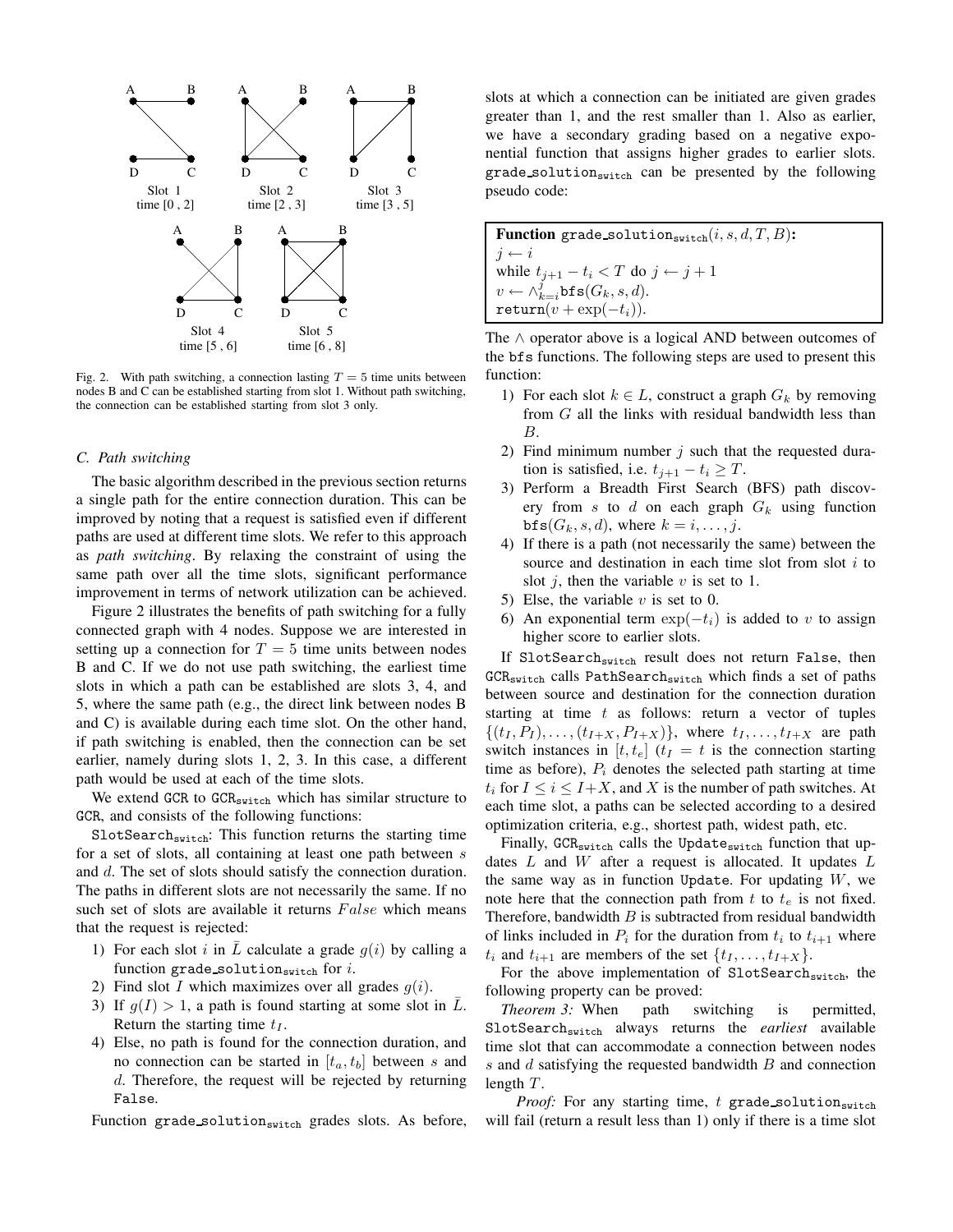Fig. 2. With path switching, a connection lasting $T = 5$ time units between nodes B and C can be established starting from slot 1. Without path switching, the connection can be established starting from slot 3 only.

### C. Path switching

The basic algorithm described in the previous section returns a single path for the entire connection duration. This can be improved by noting that a request is satisfied even if different paths are used at different time slots. We refer to this approach as *path switching*. By relaxing the constraint of using the same path over all the time slots, significant performance improvement in terms of network utilization can be achieved.

Figure 2 illustrates the benefits of path switching for a fully connected graph with 4 nodes. Suppose we are interested in setting up a connection for $T = 5$ time units between nodes B and C. If we do not use path switching, the earliest time slots in which a path can be established are slots 3, 4, and 5, where the same path (e.g., the direct link between nodes B and C) is available during each time slot. On the other hand, if path switching is enabled, then the connection can be set earlier, namely during slots 1, 2, 3. In this case, a different path would be used at each of the time slots.

We extend GCR to $\texttt{GCR}_{\texttt{switch}}$ which has similar structure to GCR, and consists of the following functions:

$\texttt{SlotSearch}_{\texttt{switch}}$: This function returns the starting time for a set of slots, all containing at least one path between $s$ and $d$. The set of slots should satisfy the connection duration. The paths in different slots are not necessarily the same. If no such set of slots are available it returns $False$ which means that the request is rejected:

1) For each slot $i$ in $\bar{L}$ calculate a grade $g(i)$ by calling a function $\texttt{grade\_solution}_{\texttt{switch}}$ for $i$.
2) Find slot $I$ which maximizes over all grades $g(i)$.
3) If $g(I) > 1$, a path is found starting at some slot in $\bar{L}$. Return the starting time $t_I$.
4) Else, no path is found for the connection duration, and no connection can be started in $[t_a, t_b]$ between $s$ and $d$. Therefore, the request will be rejected by returning False.

Function $\texttt{grade\_solution}_{\texttt{switch}}$ grades slots. As before, slots at which a connection can be initiated are given grades greater than 1, and the rest smaller than 1. Also as earlier, we have a secondary grading based on a negative exponential function that assigns higher grades to earlier slots. $\texttt{grade\_solution}_{\texttt{switch}}$ can be presented by the following pseudo code:

```
Function grade_solution_switch(i, s, d, T, B):
j ← i
while t_{j+1} − t_i < T do j ← j + 1
v ← ∧_{k=i}^{j} bfs(G_k, s, d).
return(v + exp(−t_i)).
```

The $\wedge$ operator above is a logical AND between outcomes of the bfs functions. The following steps are used to present this function:

1) For each slot $k \in L$, construct a graph $G_k$ by removing from $G$ all the links with residual bandwidth less than $B$.
2) Find minimum number $j$ such that the requested duration is satisfied, i.e. $t_{j+1} - t_i \geq T$.
3) Perform a Breadth First Search (BFS) path discovery from $s$ to $d$ on each graph $G_k$ using function $\texttt{bfs}(G_k, s, d)$, where $k = i, \ldots, j$.
4) If there is a path (not necessarily the same) between the source and destination in each time slot from slot $i$ to slot $j$, then the variable $v$ is set to 1.
5) Else, the variable $v$ is set to 0.
6) An exponential term $\exp(-t_i)$ is added to $v$ to assign higher score to earlier slots.

If $\texttt{SlotSearch}_{\texttt{switch}}$ result does not return False, then $\texttt{GCR}_{\texttt{switch}}$ calls $\texttt{PathSearch}_{\texttt{switch}}$ which finds a set of paths between source and destination for the connection duration starting at time $t$ as follows: return a vector of tuples $\{(t_I, P_I), \ldots, (t_{I+X}, P_{I+X})\}$, where $t_I, \ldots, t_{I+X}$ are path switch instances in $[t, t_e]$ ($t_I = t$ is the connection starting time as before), $P_i$ denotes the selected path starting at time $t_i$ for $I \leq i \leq I+X$, and $X$ is the number of path switches. At each time slot, a paths can be selected according to a desired optimization criteria, e.g., shortest path, widest path, etc.

Finally, $\texttt{GCR}_{\texttt{switch}}$ calls the $\texttt{Update}_{\texttt{switch}}$ function that updates $L$ and $W$ after a request is allocated. It updates $L$ the same way as in function Update. For updating $W$, we note here that the connection path from $t$ to $t_e$ is not fixed. Therefore, bandwidth $B$ is subtracted from residual bandwidth of links included in $P_i$ for the duration from $t_i$ to $t_{i+1}$ where $t_i$ and $t_{i+1}$ are members of the set $\{t_I, \ldots, t_{I+X}\}$.

For the above implementation of $\texttt{SlotSearch}_{\texttt{switch}}$, the following property can be proved:

*Theorem 3:* When path switching is permitted, $\texttt{SlotSearch}_{\texttt{switch}}$ always returns the *earliest* available time slot that can accommodate a connection between nodes $s$ and $d$ satisfying the requested bandwidth $B$ and connection length $T$.

*Proof:* For any starting time, $t$ $\texttt{grade\_solution}_{\texttt{switch}}$ will fail (return a result less than 1) only if there is a time slot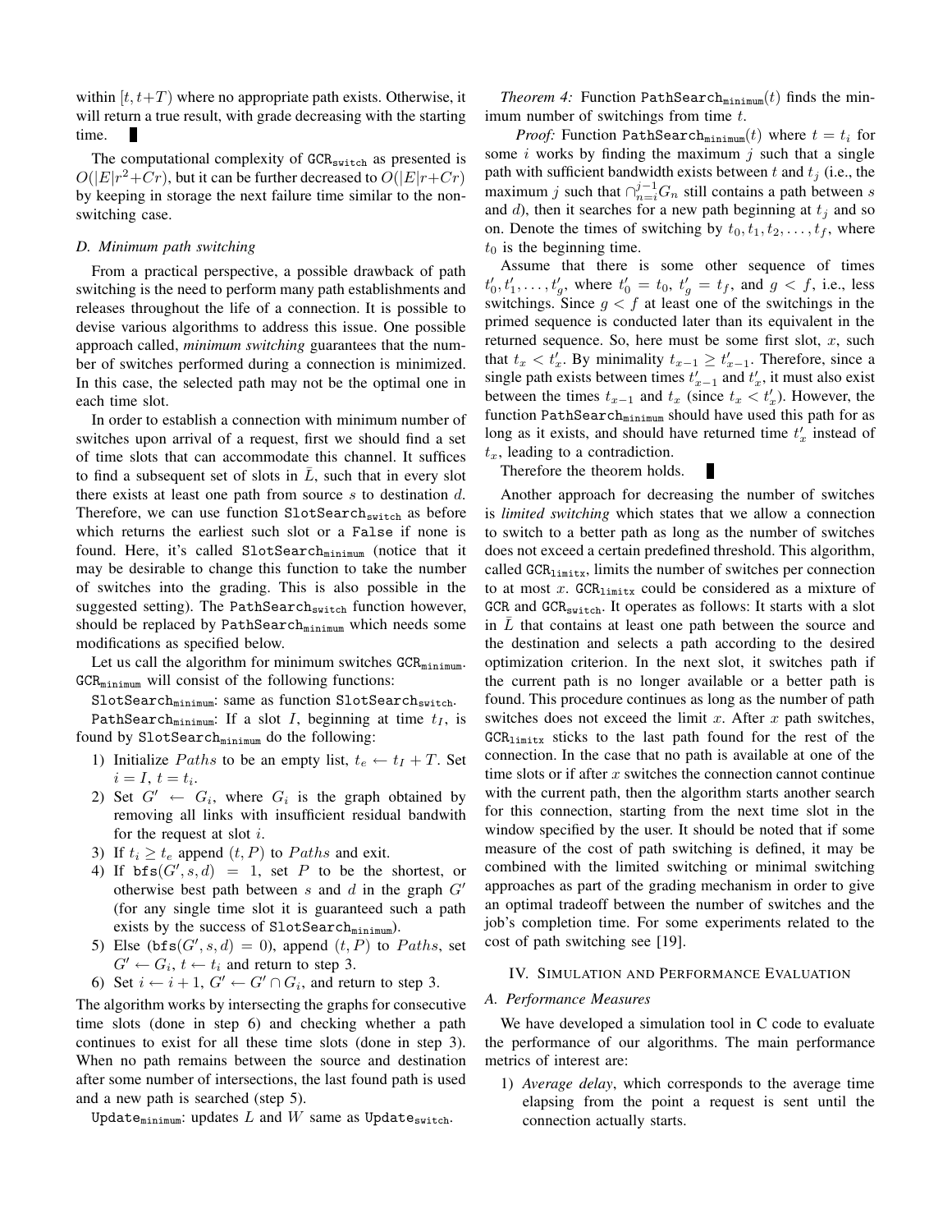within $[t, t+T)$ where no appropriate path exists. Otherwise, it will return a true result, with grade decreasing with the starting time. ∎

The computational complexity of $\texttt{GCR}_{\texttt{switch}}$ as presented is $O(|E|r^2+Cr)$, but it can be further decreased to $O(|E|r+Cr)$ by keeping in storage the next failure time similar to the non-switching case.

### D. Minimum path switching

From a practical perspective, a possible drawback of path switching is the need to perform many path establishments and releases throughout the life of a connection. It is possible to devise various algorithms to address this issue. One possible approach called, *minimum switching* guarantees that the number of switches performed during a connection is minimized. In this case, the selected path may not be the optimal one in each time slot.

In order to establish a connection with minimum number of switches upon arrival of a request, first we should find a set of time slots that can accommodate this channel. It suffices to find a subsequent set of slots in $\bar{L}$, such that in every slot there exists at least one path from source $s$ to destination $d$. Therefore, we can use function $\texttt{SlotSearch}_{\texttt{switch}}$ as before which returns the earliest such slot or a False if none is found. Here, it's called $\texttt{SlotSearch}_{\texttt{minimum}}$ (notice that it may be desirable to change this function to take the number of switches into the grading. This is also possible in the suggested setting). The $\texttt{PathSearch}_{\texttt{switch}}$ function however, should be replaced by $\texttt{PathSearch}_{\texttt{minimum}}$ which needs some modifications as specified below.

Let us call the algorithm for minimum switches $\texttt{GCR}_{\texttt{minimum}}$. $\texttt{GCR}_{\texttt{minimum}}$ will consist of the following functions:

$\texttt{SlotSearch}_{\texttt{minimum}}$: same as function $\texttt{SlotSearch}_{\texttt{switch}}$.

$\texttt{PathSearch}_{\texttt{minimum}}$: If a slot $I$, beginning at time $t_I$, is found by $\texttt{SlotSearch}_{\texttt{minimum}}$ do the following:

1) Initialize $Paths$ to be an empty list, $t_e \leftarrow t_I + T$. Set $i = I$, $t = t_i$.
2) Set $G' \leftarrow G_i$, where $G_i$ is the graph obtained by removing all links with insufficient residual bandwith for the request at slot $i$.
3) If $t_i \geq t_e$ append $(t, P)$ to $Paths$ and exit.
4) If $\texttt{bfs}(G', s, d) = 1$, set $P$ to be the shortest, or otherwise best path between $s$ and $d$ in the graph $G'$ (for any single time slot it is guaranteed such a path exists by the success of $\texttt{SlotSearch}_{\texttt{minimum}}$).
5) Else ($\texttt{bfs}(G', s, d) = 0$), append $(t, P)$ to $Paths$, set $G' \leftarrow G_i$, $t \leftarrow t_i$ and return to step 3.
6) Set $i \leftarrow i+1$, $G' \leftarrow G' \cap G_i$, and return to step 3.

The algorithm works by intersecting the graphs for consecutive time slots (done in step 6) and checking whether a path continues to exist for all these time slots (done in step 3). When no path remains between the source and destination after some number of intersections, the last found path is used and a new path is searched (step 5).

$\texttt{Update}_{\texttt{minimum}}$: updates $L$ and $W$ same as $\texttt{Update}_{\texttt{switch}}$.

*Theorem 4:* Function $\texttt{PathSearch}_{\texttt{minimum}}(t)$ finds the minimum number of switchings from time $t$.

*Proof:* Function $\texttt{PathSearch}_{\texttt{minimum}}(t)$ where $t = t_i$ for some $i$ works by finding the maximum $j$ such that a single path with sufficient bandwidth exists between $t$ and $t_j$ (i.e., the maximum $j$ such that $\cap_{n=i}^{j-1} G_n$ still contains a path between $s$ and $d$), then it searches for a new path beginning at $t_j$ and so on. Denote the times of switching by $t_0, t_1, t_2, \ldots, t_f$, where $t_0$ is the beginning time.

Assume that there is some other sequence of times $t'_0, t'_1, \ldots, t'_g$, where $t'_0 = t_0$, $t'_g = t_f$, and $g < f$, i.e., less switchings. Since $g < f$ at least one of the switchings in the primed sequence is conducted later than its equivalent in the returned sequence. So, here must be some first slot, $x$, such that $t_x < t'_x$. By minimality $t_{x-1} \geq t'_{x-1}$. Therefore, since a single path exists between times $t'_{x-1}$ and $t'_x$, it must also exist between the times $t_{x-1}$ and $t_x$ (since $t_x < t'_x$). However, the function $\texttt{PathSearch}_{\texttt{minimum}}$ should have used this path for as long as it exists, and should have returned time $t'_x$ instead of $t_x$, leading to a contradiction.

Therefore the theorem holds. ∎

Another approach for decreasing the number of switches is *limited switching* which states that we allow a connection to switch to a better path as long as the number of switches does not exceed a certain predefined threshold. This algorithm, called $\texttt{GCR}_{\texttt{limitx}}$, limits the number of switches per connection to at most $x$. $\texttt{GCR}_{\texttt{limitx}}$ could be considered as a mixture of GCR and $\texttt{GCR}_{\texttt{switch}}$. It operates as follows: It starts with a slot in $\bar{L}$ that contains at least one path between the source and the destination and selects a path according to the desired optimization criterion. In the next slot, it switches path if the current path is no longer available or a better path is found. This procedure continues as long as the number of path switches does not exceed the limit $x$. After $x$ path switches, $\texttt{GCR}_{\texttt{limitx}}$ sticks to the last path found for the rest of the connection. In the case that no path is available at one of the time slots or if after $x$ switches the connection cannot continue with the current path, then the algorithm starts another search for this connection, starting from the next time slot in the window specified by the user. It should be noted that if some measure of the cost of path switching is defined, it may be combined with the limited switching or minimal switching approaches as part of the grading mechanism in order to give an optimal tradeoff between the number of switches and the job's completion time. For some experiments related to the cost of path switching see [19].

## IV. Simulation and Performance Evaluation

### A. Performance Measures

We have developed a simulation tool in C code to evaluate the performance of our algorithms. The main performance metrics of interest are:

1) *Average delay*, which corresponds to the average time elapsing from the point a request is sent until the connection actually starts.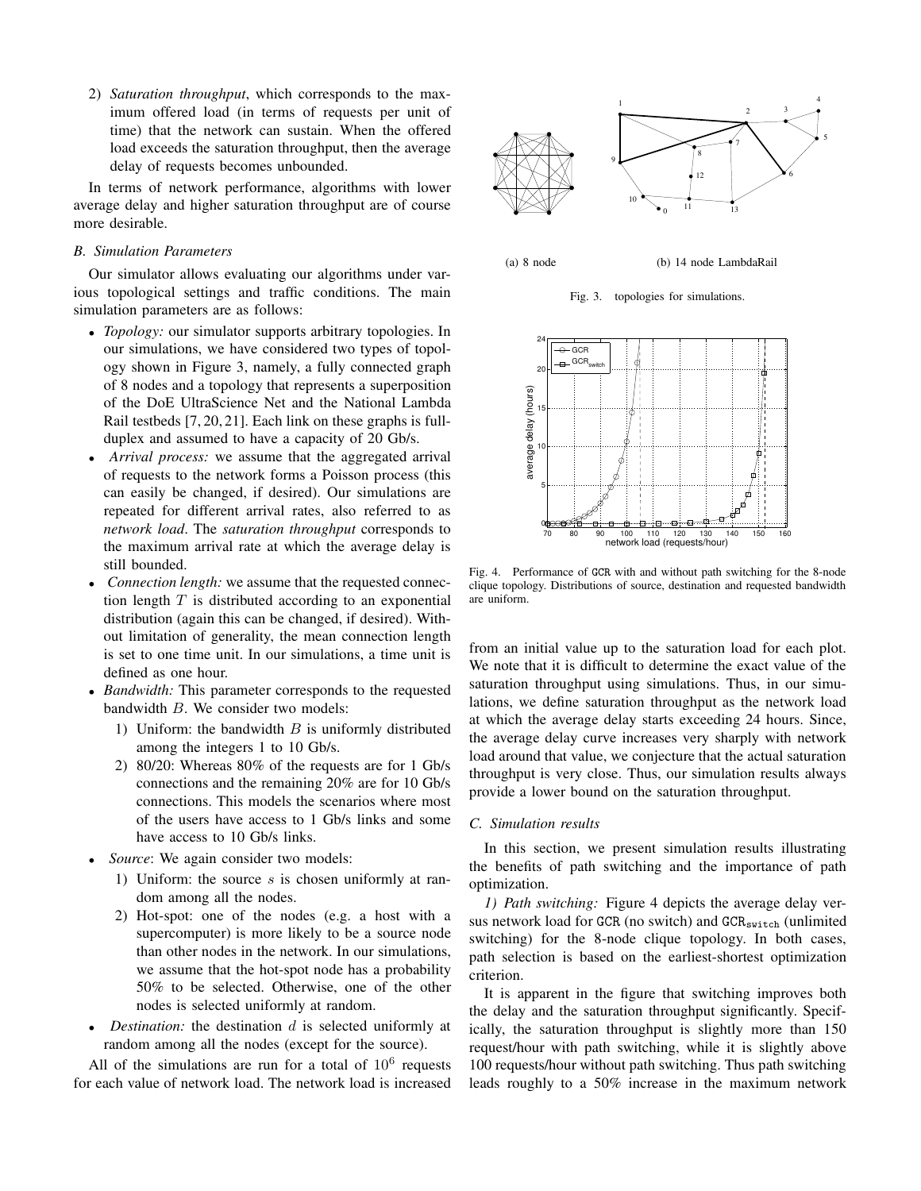2) *Saturation throughput*, which corresponds to the maximum offered load (in terms of requests per unit of time) that the network can sustain. When the offered load exceeds the saturation throughput, then the average delay of requests becomes unbounded.

In terms of network performance, algorithms with lower average delay and higher saturation throughput are of course more desirable.

### B. Simulation Parameters

Our simulator allows evaluating our algorithms under various topological settings and traffic conditions. The main simulation parameters are as follows:

- *Topology:* our simulator supports arbitrary topologies. In our simulations, we have considered two types of topology shown in Figure 3, namely, a fully connected graph of 8 nodes and a topology that represents a superposition of the DoE UltraScience Net and the National Lambda Rail testbeds [7, 20, 21]. Each link on these graphs is full-duplex and assumed to have a capacity of 20 Gb/s.
- *Arrival process:* we assume that the aggregated arrival of requests to the network forms a Poisson process (this can easily be changed, if desired). Our simulations are repeated for different arrival rates, also referred to as *network load*. The *saturation throughput* corresponds to the maximum arrival rate at which the average delay is still bounded.
- *Connection length:* we assume that the requested connection length $T$ is distributed according to an exponential distribution (again this can be changed, if desired). Without limitation of generality, the mean connection length is set to one time unit. In our simulations, a time unit is defined as one hour.
- *Bandwidth:* This parameter corresponds to the requested bandwidth $B$. We consider two models:
  1) Uniform: the bandwidth $B$ is uniformly distributed among the integers 1 to 10 Gb/s.
  2) 80/20: Whereas 80% of the requests are for 1 Gb/s connections and the remaining 20% are for 10 Gb/s connections. This models the scenarios where most of the users have access to 1 Gb/s links and some have access to 10 Gb/s links.
- *Source*: We again consider two models:
  1) Uniform: the source $s$ is chosen uniformly at random among all the nodes.
  2) Hot-spot: one of the nodes (e.g. a host with a supercomputer) is more likely to be a source node than other nodes in the network. In our simulations, we assume that the hot-spot node has a probability 50% to be selected. Otherwise, one of the other nodes is selected uniformly at random.
- *Destination:* the destination $d$ is selected uniformly at random among all the nodes (except for the source).

All of the simulations are run for a total of $10^6$ requests for each value of network load. The network load is increased from an initial value up to the saturation load for each plot. We note that it is difficult to determine the exact value of the saturation throughput using simulations. Thus, in our simulations, we define saturation throughput as the network load at which the average delay starts exceeding 24 hours. Since, the average delay curve increases very sharply with network load around that value, we conjecture that the actual saturation throughput is very close. Thus, our simulation results always provide a lower bound on the saturation throughput.

(a) 8 node (b) 14 node LambdaRail

Fig. 3. topologies for simulations.

Fig. 4. Performance of GCR with and without path switching for the 8-node clique topology. Distributions of source, destination and requested bandwidth are uniform.

### C. Simulation results

In this section, we present simulation results illustrating the benefits of path switching and the importance of path optimization.

*1) Path switching:* Figure 4 depicts the average delay versus network load for GCR (no switch) and $\text{GCR}_{\text{switch}}$ (unlimited switching) for the 8-node clique topology. In both cases, path selection is based on the earliest-shortest optimization criterion.

It is apparent in the figure that switching improves both the delay and the saturation throughput significantly. Specifically, the saturation throughput is slightly more than 150 request/hour with path switching, while it is slightly above 100 requests/hour without path switching. Thus path switching leads roughly to a 50% increase in the maximum network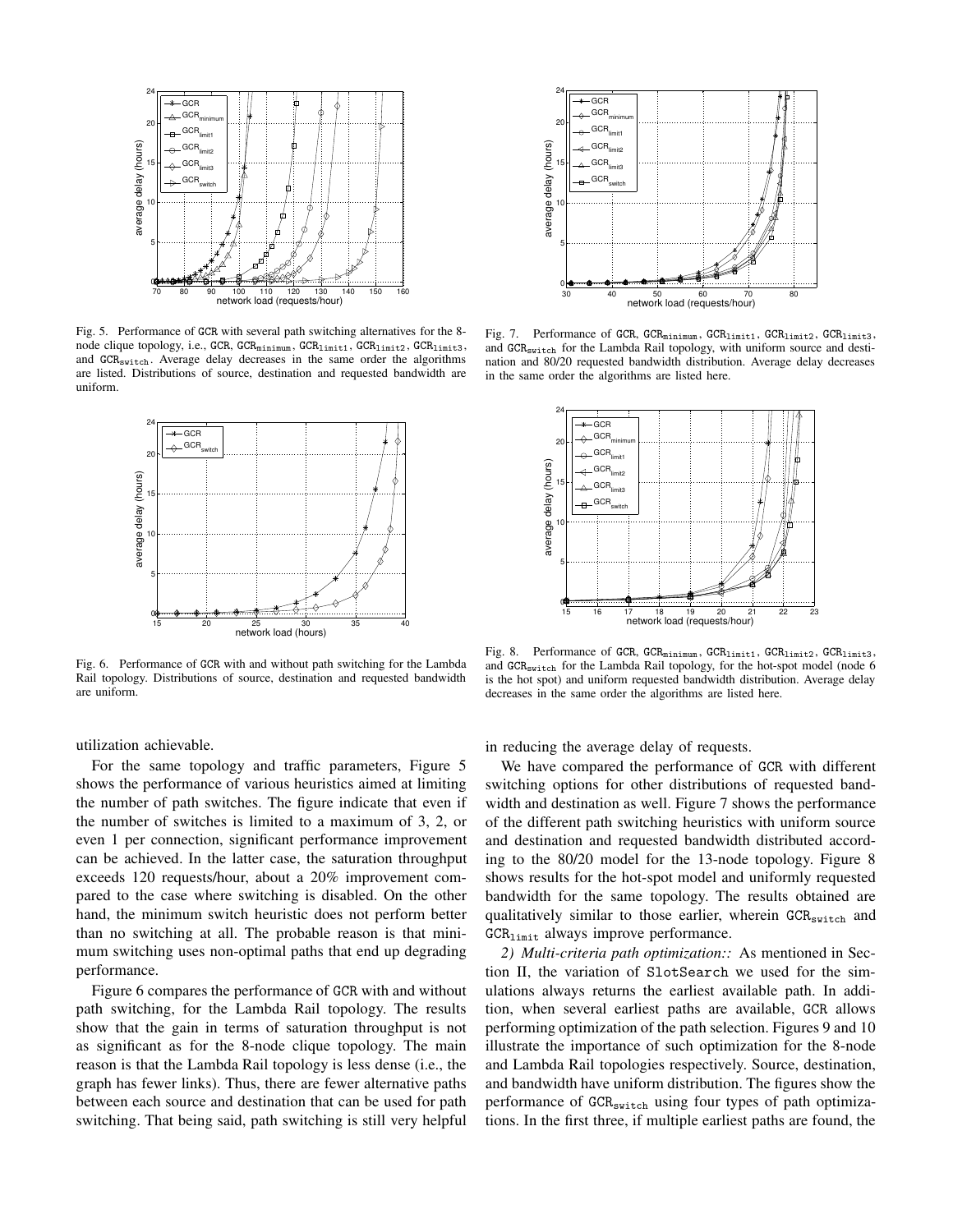Fig. 5. Performance of GCR with several path switching alternatives for the 8-node clique topology, i.e., GCR, $\text{GCR}_{\text{minimum}}$, $\text{GCR}_{\text{limit1}}$, $\text{GCR}_{\text{limit2}}$, $\text{GCR}_{\text{limit3}}$, and $\text{GCR}_{\text{switch}}$. Average delay decreases in the same order the algorithms are listed. Distributions of source, destination and requested bandwidth are uniform.

Fig. 6. Performance of GCR with and without path switching for the Lambda Rail topology. Distributions of source, destination and requested bandwidth are uniform.

Fig. 7. Performance of GCR, $\text{GCR}_{\text{minimum}}$, $\text{GCR}_{\text{limit1}}$, $\text{GCR}_{\text{limit2}}$, $\text{GCR}_{\text{limit3}}$, and $\text{GCR}_{\text{switch}}$ for the Lambda Rail topology, with uniform source and destination and 80/20 requested bandwidth distribution. Average delay decreases in the same order the algorithms are listed here.

Fig. 8. Performance of GCR, $\text{GCR}_{\text{minimum}}$, $\text{GCR}_{\text{limit1}}$, $\text{GCR}_{\text{limit2}}$, $\text{GCR}_{\text{limit3}}$, and $\text{GCR}_{\text{switch}}$ for the Lambda Rail topology, for the hot-spot model (node 6 is the hot spot) and uniform requested bandwidth distribution. Average delay decreases in the same order the algorithms are listed here.

utilization achievable.

For the same topology and traffic parameters, Figure 5 shows the performance of various heuristics aimed at limiting the number of path switches. The figure indicate that even if the number of switches is limited to a maximum of 3, 2, or even 1 per connection, significant performance improvement can be achieved. In the latter case, the saturation throughput exceeds 120 requests/hour, about a 20% improvement compared to the case where switching is disabled. On the other hand, the minimum switch heuristic does not perform better than no switching at all. The probable reason is that minimum switching uses non-optimal paths that end up degrading performance.

Figure 6 compares the performance of GCR with and without path switching, for the Lambda Rail topology. The results show that the gain in terms of saturation throughput is not as significant as for the 8-node clique topology. The main reason is that the Lambda Rail topology is less dense (i.e., the graph has fewer links). Thus, there are fewer alternative paths between each source and destination that can be used for path switching. That being said, path switching is still very helpful in reducing the average delay of requests.

We have compared the performance of GCR with different switching options for other distributions of requested bandwidth and destination as well. Figure 7 shows the performance of the different path switching heuristics with uniform source and destination and requested bandwidth distributed according to the 80/20 model for the 13-node topology. Figure 8 shows results for the hot-spot model and uniformly requested bandwidth for the same topology. The results obtained are qualitatively similar to those earlier, wherein $\text{GCR}_{\text{switch}}$ and $\text{GCR}_{\text{limit}}$ always improve performance.

*2) Multi-criteria path optimization::* As mentioned in Section II, the variation of SlotSearch we used for the simulations always returns the earliest available path. In addition, when several earliest paths are available, GCR allows performing optimization of the path selection. Figures 9 and 10 illustrate the importance of such optimization for the 8-node and Lambda Rail topologies respectively. Source, destination, and bandwidth have uniform distribution. The figures show the performance of $\text{GCR}_{\text{switch}}$ using four types of path optimizations. In the first three, if multiple earliest paths are found, the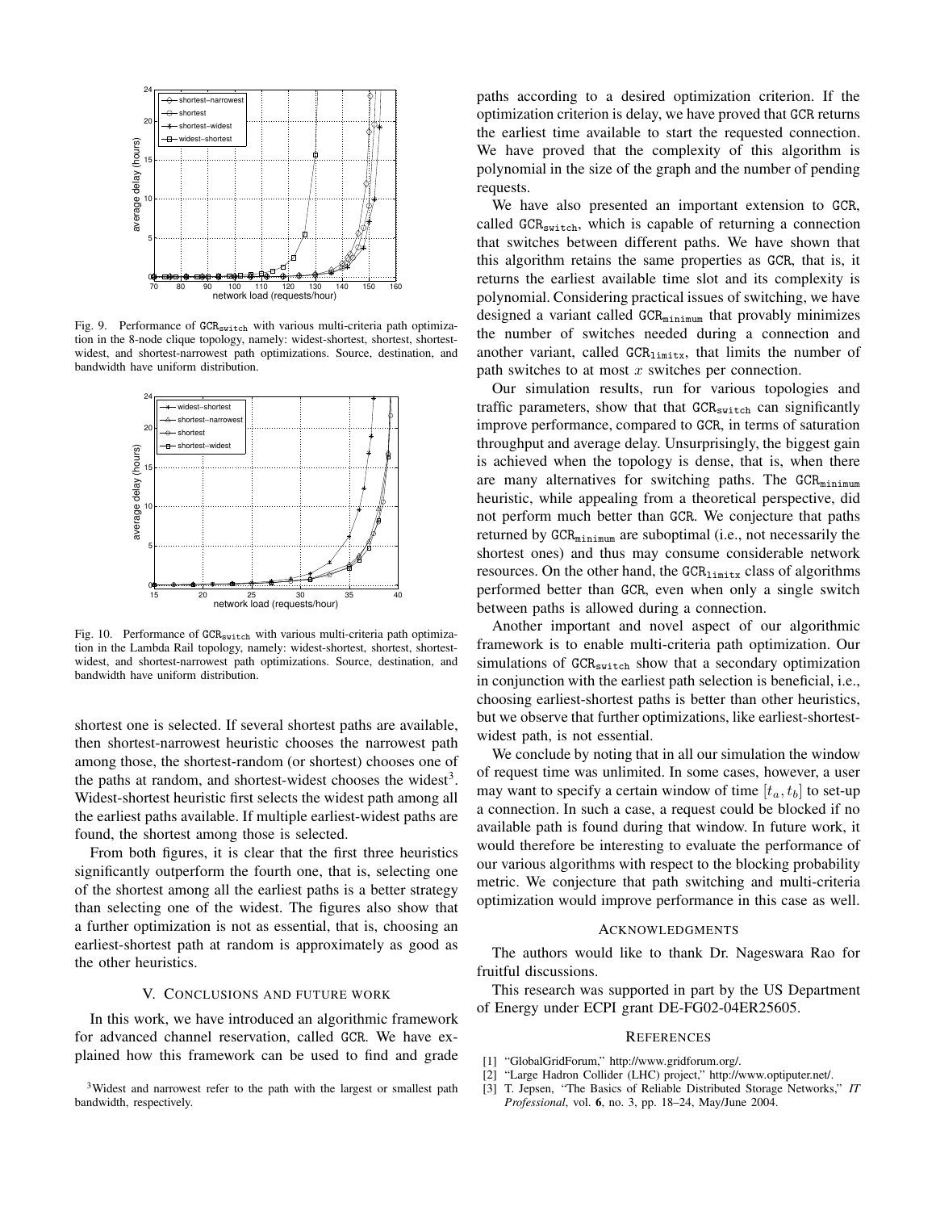Fig. 9. Performance of $\texttt{GCR}_{\texttt{switch}}$ with various multi-criteria path optimization in the 8-node clique topology, namely: widest-shortest, shortest, shortest-widest, and shortest-narrowest path optimizations. Source, destination, and bandwidth have uniform distribution.

Fig. 10. Performance of $\texttt{GCR}_{\texttt{switch}}$ with various multi-criteria path optimization in the Lambda Rail topology, namely: widest-shortest, shortest, shortest-widest, and shortest-narrowest path optimizations. Source, destination, and bandwidth have uniform distribution.

shortest one is selected. If several shortest paths are available, then shortest-narrowest heuristic chooses the narrowest path among those, the shortest-random (or shortest) chooses one of the paths at random, and shortest-widest chooses the widest[3]. Widest-shortest heuristic first selects the widest path among all the earliest paths available. If multiple earliest-widest paths are found, the shortest among those is selected.

From both figures, it is clear that the first three heuristics significantly outperform the fourth one, that is, selecting one of the shortest among all the earliest paths is a better strategy than selecting one of the widest. The figures also show that a further optimization is not as essential, that is, choosing an earliest-shortest path at random is approximately as good as the other heuristics.

## V. Conclusions and future work

In this work, we have introduced an algorithmic framework for advanced channel reservation, called GCR. We have explained how this framework can be used to find and grade paths according to a desired optimization criterion. If the optimization criterion is delay, we have proved that GCR returns the earliest time available to start the requested connection. We have proved that the complexity of this algorithm is polynomial in the size of the graph and the number of pending requests.

We have also presented an important extension to GCR, called $\texttt{GCR}_{\texttt{switch}}$, which is capable of returning a connection that switches between different paths. We have shown that this algorithm retains the same properties as GCR, that is, it returns the earliest available time slot and its complexity is polynomial. Considering practical issues of switching, we have designed a variant called $\texttt{GCR}_{\texttt{minimum}}$ that provably minimizes the number of switches needed during a connection and another variant, called $\texttt{GCR}_{\texttt{limitx}}$, that limits the number of path switches to at most $x$ switches per connection.

Our simulation results, run for various topologies and traffic parameters, show that that $\texttt{GCR}_{\texttt{switch}}$ can significantly improve performance, compared to GCR, in terms of saturation throughput and average delay. Unsurprisingly, the biggest gain is achieved when the topology is dense, that is, when there are many alternatives for switching paths. The $\texttt{GCR}_{\texttt{minimum}}$ heuristic, while appealing from a theoretical perspective, did not perform much better than GCR. We conjecture that paths returned by $\texttt{GCR}_{\texttt{minimum}}$ are suboptimal (i.e., not necessarily the shortest ones) and thus may consume considerable network resources. On the other hand, the $\texttt{GCR}_{\texttt{limitx}}$ class of algorithms performed better than GCR, even when only a single switch between paths is allowed during a connection.

Another important and novel aspect of our algorithmic framework is to enable multi-criteria path optimization. Our simulations of $\texttt{GCR}_{\texttt{switch}}$ show that a secondary optimization in conjunction with the earliest path selection is beneficial, i.e., choosing earliest-shortest paths is better than other heuristics, but we observe that further optimizations, like earliest-shortest-widest path, is not essential.

We conclude by noting that in all our simulation the window of request time was unlimited. In some cases, however, a user may want to specify a certain window of time $[t_a, t_b]$ to set-up a connection. In such a case, a request could be blocked if no available path is found during that window. In future work, it would therefore be interesting to evaluate the performance of our various algorithms with respect to the blocking probability metric. We conjecture that path switching and multi-criteria optimization would improve performance in this case as well.

## Acknowledgments

The authors would like to thank Dr. Nageswara Rao for fruitful discussions.

This research was supported in part by the US Department of Energy under ECPI grant DE-FG02-04ER25605.

## References

[1] "GlobalGridForum," http://www.gridforum.org/.

[2] "Large Hadron Collider (LHC) project," http://www.optiputer.net/.

[3] T. Jepsen, "The Basics of Reliable Distributed Storage Networks," *IT Professional*, vol. **6**, no. 3, pp. 18–24, May/June 2004.

[3] Widest and narrowest refer to the path with the largest or smallest path bandwidth, respectively.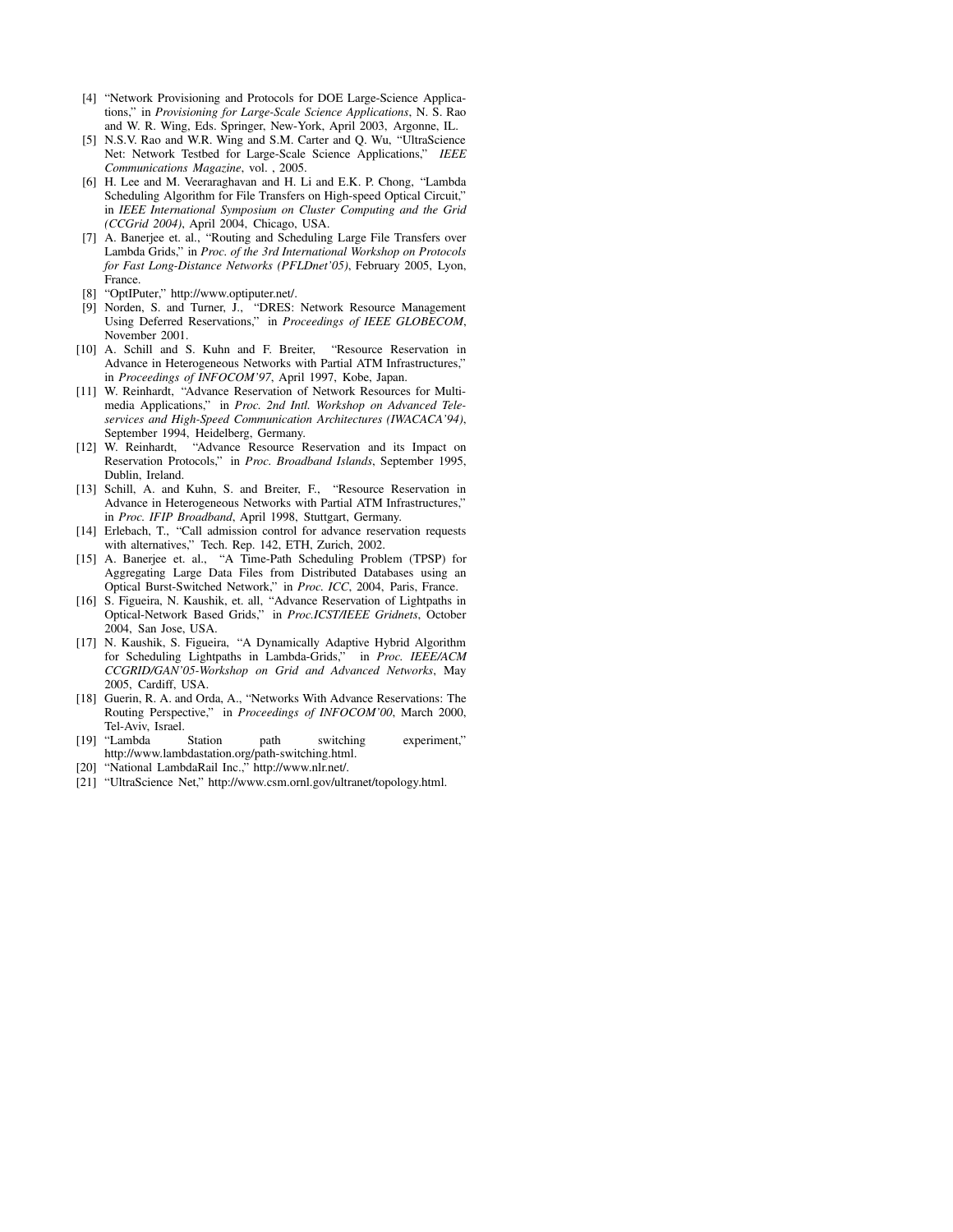[4] "Network Provisioning and Protocols for DOE Large-Science Applications," in *Provisioning for Large-Scale Science Applications*, N. S. Rao and W. R. Wing, Eds. Springer, New-York, April 2003, Argonne, IL.

[5] N.S.V. Rao and W.R. Wing and S.M. Carter and Q. Wu, "UltraScience Net: Network Testbed for Large-Scale Science Applications," *IEEE Communications Magazine*, vol. , 2005.

[6] H. Lee and M. Veeraraghavan and H. Li and E.K. P. Chong, "Lambda Scheduling Algorithm for File Transfers on High-speed Optical Circuit," in *IEEE International Symposium on Cluster Computing and the Grid (CCGrid 2004)*, April 2004, Chicago, USA.

[7] A. Banerjee et. al., "Routing and Scheduling Large File Transfers over Lambda Grids," in *Proc. of the 3rd International Workshop on Protocols for Fast Long-Distance Networks (PFLDnet'05)*, February 2005, Lyon, France.

[8] "OptIPuter," http://www.optiputer.net/.

[9] Norden, S. and Turner, J., "DRES: Network Resource Management Using Deferred Reservations," in *Proceedings of IEEE GLOBECOM*, November 2001.

[10] A. Schill and S. Kuhn and F. Breiter, "Resource Reservation in Advance in Heterogeneous Networks with Partial ATM Infrastructures," in *Proceedings of INFOCOM'97*, April 1997, Kobe, Japan.

[11] W. Reinhardt, "Advance Reservation of Network Resources for Multimedia Applications," in *Proc. 2nd Intl. Workshop on Advanced Teleservices and High-Speed Communication Architectures (IWACACA'94)*, September 1994, Heidelberg, Germany.

[12] W. Reinhardt, "Advance Resource Reservation and its Impact on Reservation Protocols," in *Proc. Broadband Islands*, September 1995, Dublin, Ireland.

[13] Schill, A. and Kuhn, S. and Breiter, F., "Resource Reservation in Advance in Heterogeneous Networks with Partial ATM Infrastructures," in *Proc. IFIP Broadband*, April 1998, Stuttgart, Germany.

[14] Erlebach, T., "Call admission control for advance reservation requests with alternatives," Tech. Rep. 142, ETH, Zurich, 2002.

[15] A. Banerjee et. al., "A Time-Path Scheduling Problem (TPSP) for Aggregating Large Data Files from Distributed Databases using an Optical Burst-Switched Network," in *Proc. ICC*, 2004, Paris, France.

[16] S. Figueira, N. Kaushik, et. all, "Advance Reservation of Lightpaths in Optical-Network Based Grids," in *Proc.ICST/IEEE Gridnets*, October 2004, San Jose, USA.

[17] N. Kaushik, S. Figueira, "A Dynamically Adaptive Hybrid Algorithm for Scheduling Lightpaths in Lambda-Grids," in *Proc. IEEE/ACM CCGRID/GAN'05-Workshop on Grid and Advanced Networks*, May 2005, Cardiff, USA.

[18] Guerin, R. A. and Orda, A., "Networks With Advance Reservations: The Routing Perspective," in *Proceedings of INFOCOM'00*, March 2000, Tel-Aviv, Israel.

[19] "Lambda Station path switching experiment," http://www.lambdastation.org/path-switching.html.

[20] "National LambdaRail Inc.," http://www.nlr.net/.

[21] "UltraScience Net," http://www.csm.ornl.gov/ultranet/topology.html.